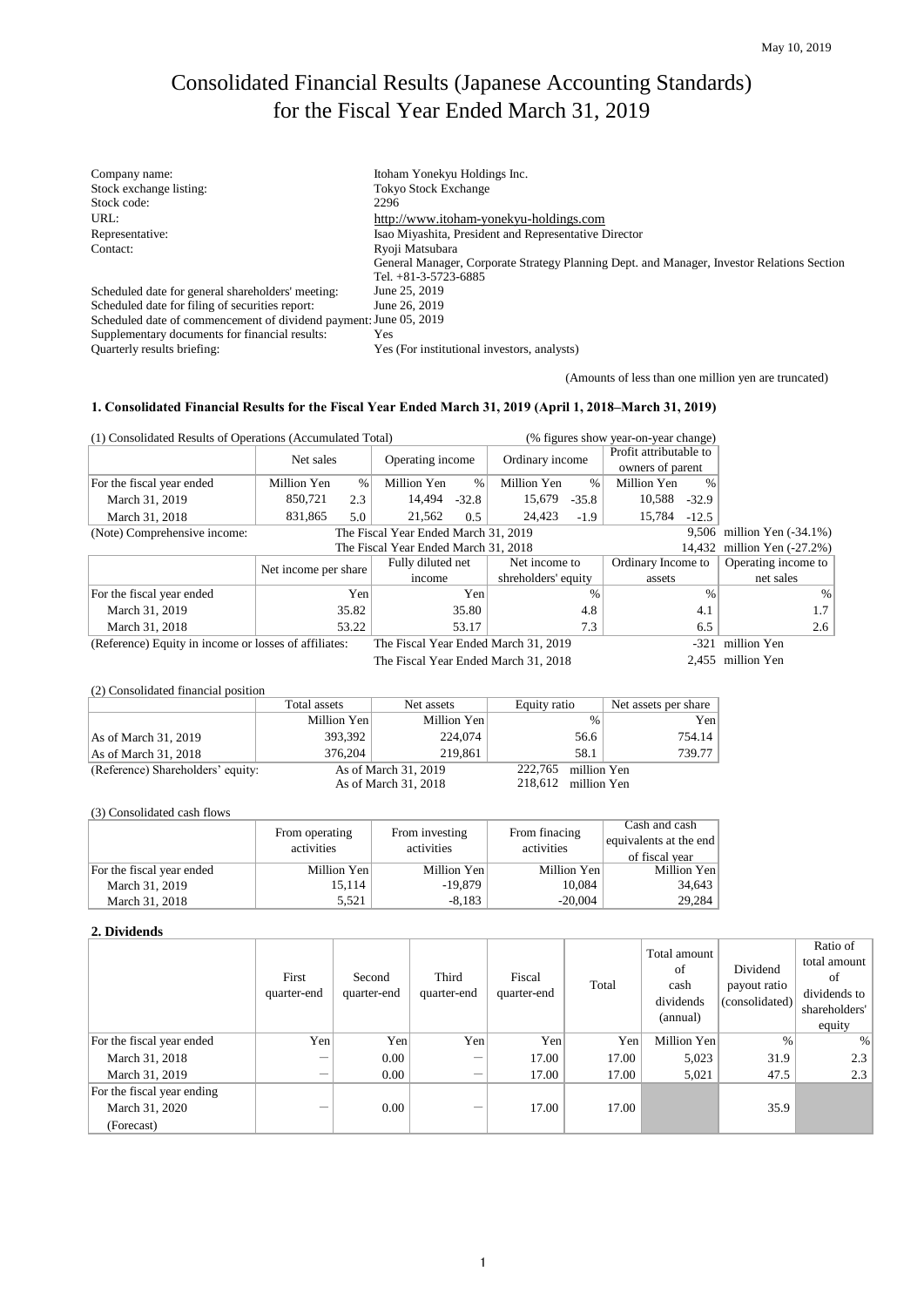May 10, 2019

# Consolidated Financial Results (Japanese Accounting Standards) for the Fiscal Year Ended March 31, 2019

| | |
|---|---|
| Company name: | Itoham Yonekyu Holdings Inc. |
| Stock exchange listing: | Tokyo Stock Exchange |
| Stock code: | 2296 |
| URL: | http://www.itoham-yonekyu-holdings.com |
| Representative: | Isao Miyashita, President and Representative Director |
| Contact: | Ryoji Matsubara<br>General Manager, Corporate Strategy Planning Dept. and Manager, Investor Relations Section<br>Tel. +81-3-5723-6885 |
| Scheduled date for general shareholders' meeting: | June 25, 2019 |
| Scheduled date for filing of securities report: | June 26, 2019 |
| Scheduled date of commencement of dividend payment: | June 05, 2019 |
| Supplementary documents for financial results: | Yes |
| Quarterly results briefing: | Yes (For institutional investors, analysts) |

(Amounts of less than one million yen are truncated)

### 1. Consolidated Financial Results for the Fiscal Year Ended March 31, 2019 (April 1, 2018–March 31, 2019)

(1) Consolidated Results of Operations (Accumulated Total) (% figures show year-on-year change)

| | Net sales | | Operating income | | Ordinary income | | Profit attributable to owners of parent | |
|---|---|---|---|---|---|---|---|---|
| For the fiscal year ended | Million Yen | % | Million Yen | % | Million Yen | % | Million Yen | % |
| March 31, 2019 | 850,721 | 2.3 | 14,494 | -32.8 | 15,679 | -35.8 | 10,588 | -32.9 |
| March 31, 2018 | 831,865 | 5.0 | 21,562 | 0.5 | 24,423 | -1.9 | 15,784 | -12.5 |

(Note) Comprehensive income: The Fiscal Year Ended March 31, 2019 9,506 million Yen (-34.1%)
The Fiscal Year Ended March 31, 2018 14,432 million Yen (-27.2%)

| | Net income per share | Fully diluted net income | Net income to shreholders' equity | Ordinary Income to assets | Operating income to net sales |
|---|---|---|---|---|---|
| For the fiscal year ended | Yen | Yen | % | % | % |
| March 31, 2019 | 35.82 | 35.80 | 4.8 | 4.1 | 1.7 |
| March 31, 2018 | 53.22 | 53.17 | 7.3 | 6.5 | 2.6 |

(Reference) Equity in income or losses of affiliates: The Fiscal Year Ended March 31, 2019 -321 million Yen
The Fiscal Year Ended March 31, 2018 2,455 million Yen

(2) Consolidated financial position

| | Total assets | Net assets | Equity ratio | Net assets per share |
|---|---|---|---|---|
| | Million Yen | Million Yen | % | Yen |
| As of March 31, 2019 | 393,392 | 224,074 | 56.6 | 754.14 |
| As of March 31, 2018 | 376,204 | 219,861 | 58.1 | 739.77 |

(Reference) Shareholders' equity: As of March 31, 2019 222,765 million Yen
As of March 31, 2018 218,612 million Yen

(3) Consolidated cash flows

| | From operating activities | From investing activities | From finacing activities | Cash and cash equivalents at the end of fiscal year |
|---|---|---|---|---|
| For the fiscal year ended | Million Yen | Million Yen | Million Yen | Million Yen |
| March 31, 2019 | 15,114 | -19,879 | 10,084 | 34,643 |
| March 31, 2018 | 5,521 | -8,183 | -20,004 | 29,284 |

### 2. Dividends

| | First quarter-end | Second quarter-end | Third quarter-end | Fiscal quarter-end | Total | Total amount of cash dividends (annual) | Dividend payout ratio (consolidated) | Ratio of total amount of dividends to shareholders' equity |
|---|---|---|---|---|---|---|---|---|
| For the fiscal year ended | Yen | Yen | Yen | Yen | Yen | Million Yen | % | % |
| March 31, 2018 | － | 0.00 | － | 17.00 | 17.00 | 5,023 | 31.9 | 2.3 |
| March 31, 2019 | － | 0.00 | － | 17.00 | 17.00 | 5,021 | 47.5 | 2.3 |
| For the fiscal year ending March 31, 2020 (Forecast) | － | 0.00 | － | 17.00 | 17.00 | | 35.9 | |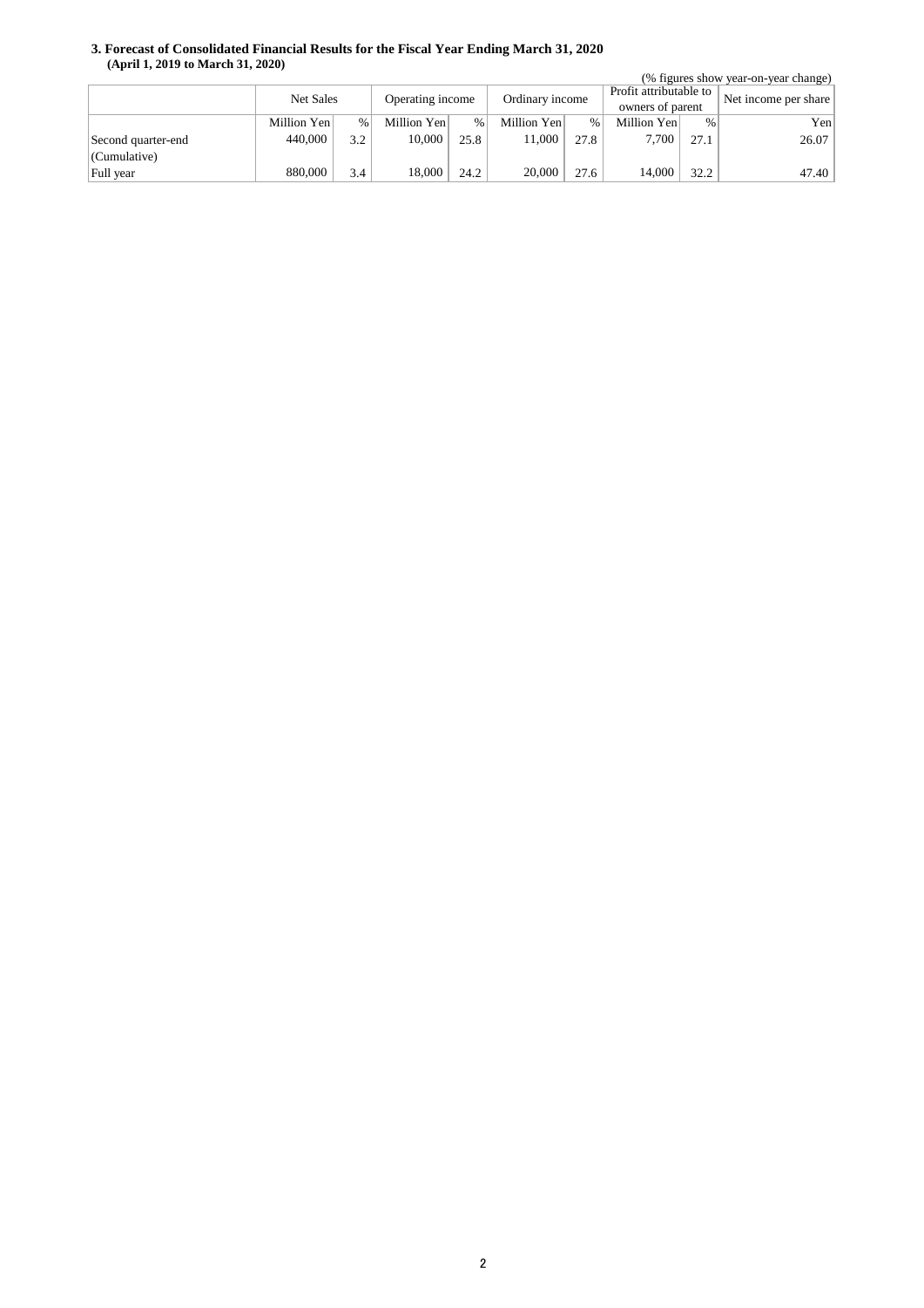### 3. Forecast of Consolidated Financial Results for the Fiscal Year Ending March 31, 2020
**(April 1, 2019 to March 31, 2020)**

(% figures show year-on-year change)

| | Net Sales | | Operating income | | Ordinary income | | Profit attributable to owners of parent | | Net income per share |
|---|---|---|---|---|---|---|---|---|---|
| | Million Yen | % | Million Yen | % | Million Yen | % | Million Yen | % | Yen |
| Second quarter-end (Cumulative) | 440,000 | 3.2 | 10,000 | 25.8 | 11,000 | 27.8 | 7,700 | 27.1 | 26.07 |
| Full year | 880,000 | 3.4 | 18,000 | 24.2 | 20,000 | 27.6 | 14,000 | 32.2 | 47.40 |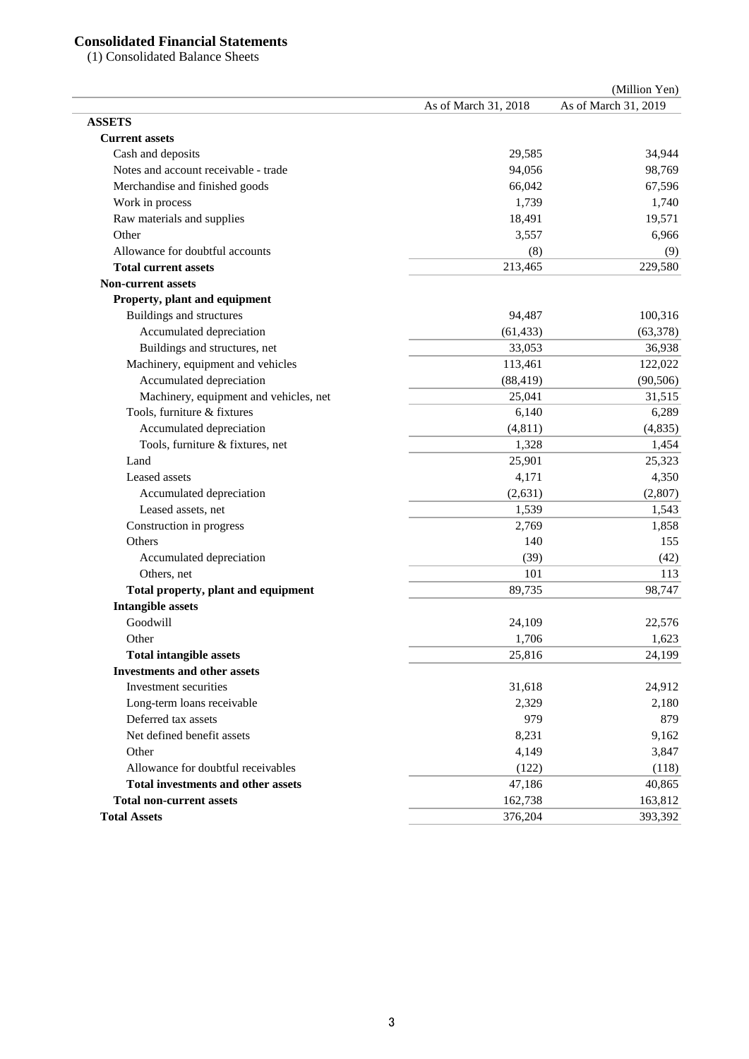# Consolidated Financial Statements

(1) Consolidated Balance Sheets

(Million Yen)

| | As of March 31, 2018 | As of March 31, 2019 |
|---|---|---|
| **ASSETS** | | |
| **Current assets** | | |
| Cash and deposits | 29,585 | 34,944 |
| Notes and account receivable - trade | 94,056 | 98,769 |
| Merchandise and finished goods | 66,042 | 67,596 |
| Work in process | 1,739 | 1,740 |
| Raw materials and supplies | 18,491 | 19,571 |
| Other | 3,557 | 6,966 |
| Allowance for doubtful accounts | (8) | (9) |
| **Total current assets** | 213,465 | 229,580 |
| **Non-current assets** | | |
| **Property, plant and equipment** | | |
| Buildings and structures | 94,487 | 100,316 |
| Accumulated depreciation | (61,433) | (63,378) |
| Buildings and structures, net | 33,053 | 36,938 |
| Machinery, equipment and vehicles | 113,461 | 122,022 |
| Accumulated depreciation | (88,419) | (90,506) |
| Machinery, equipment and vehicles, net | 25,041 | 31,515 |
| Tools, furniture & fixtures | 6,140 | 6,289 |
| Accumulated depreciation | (4,811) | (4,835) |
| Tools, furniture & fixtures, net | 1,328 | 1,454 |
| Land | 25,901 | 25,323 |
| Leased assets | 4,171 | 4,350 |
| Accumulated depreciation | (2,631) | (2,807) |
| Leased assets, net | 1,539 | 1,543 |
| Construction in progress | 2,769 | 1,858 |
| Others | 140 | 155 |
| Accumulated depreciation | (39) | (42) |
| Others, net | 101 | 113 |
| **Total property, plant and equipment** | 89,735 | 98,747 |
| **Intangible assets** | | |
| Goodwill | 24,109 | 22,576 |
| Other | 1,706 | 1,623 |
| **Total intangible assets** | 25,816 | 24,199 |
| **Investments and other assets** | | |
| Investment securities | 31,618 | 24,912 |
| Long-term loans receivable | 2,329 | 2,180 |
| Deferred tax assets | 979 | 879 |
| Net defined benefit assets | 8,231 | 9,162 |
| Other | 4,149 | 3,847 |
| Allowance for doubtful receivables | (122) | (118) |
| **Total investments and other assets** | 47,186 | 40,865 |
| **Total non-current assets** | 162,738 | 163,812 |
| **Total Assets** | 376,204 | 393,392 |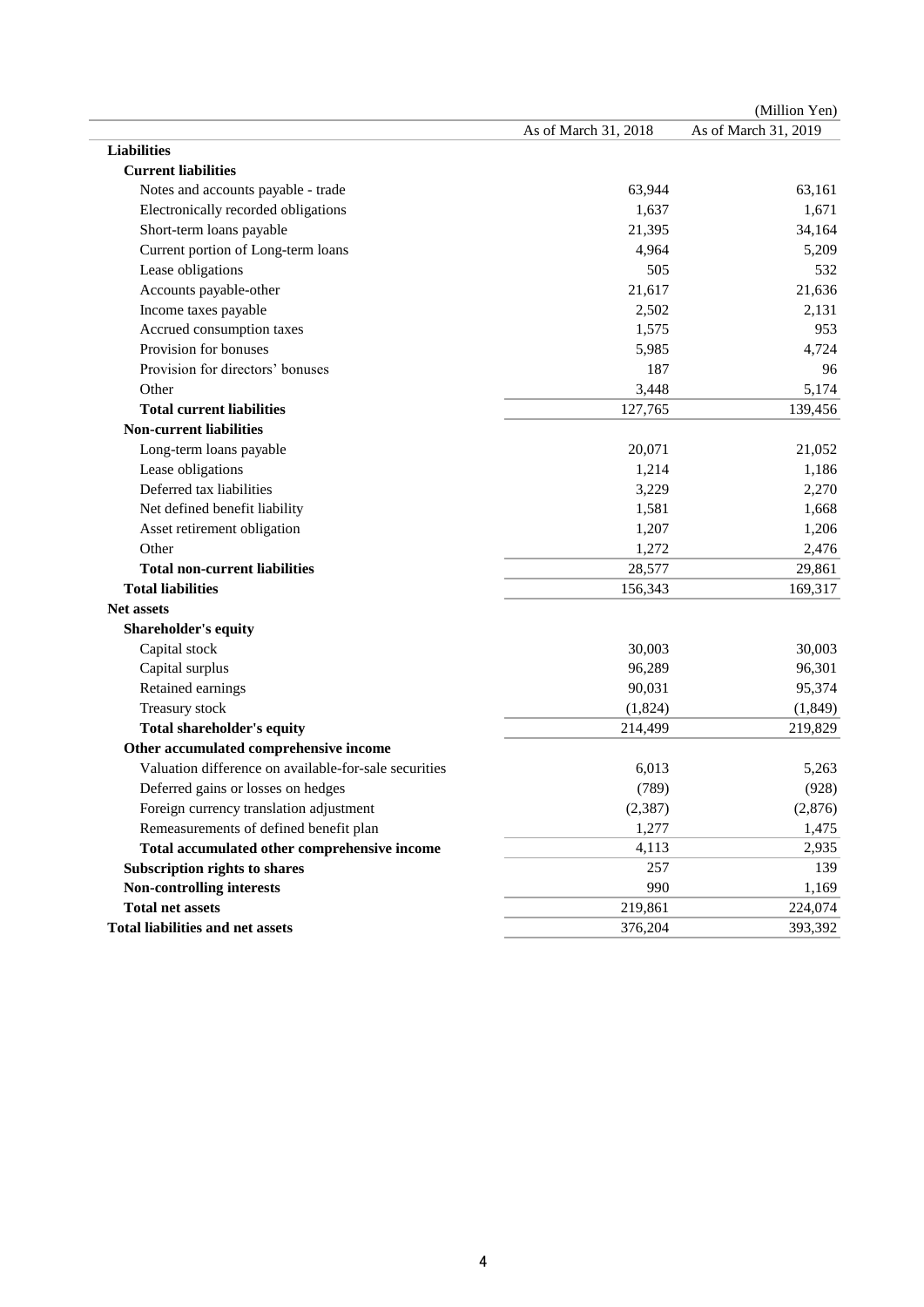(Million Yen)

| | As of March 31, 2018 | As of March 31, 2019 |
|---|---|---|
| **Liabilities** | | |
| **Current liabilities** | | |
| Notes and accounts payable - trade | 63,944 | 63,161 |
| Electronically recorded obligations | 1,637 | 1,671 |
| Short-term loans payable | 21,395 | 34,164 |
| Current portion of Long-term loans | 4,964 | 5,209 |
| Lease obligations | 505 | 532 |
| Accounts payable-other | 21,617 | 21,636 |
| Income taxes payable | 2,502 | 2,131 |
| Accrued consumption taxes | 1,575 | 953 |
| Provision for bonuses | 5,985 | 4,724 |
| Provision for directors' bonuses | 187 | 96 |
| Other | 3,448 | 5,174 |
| **Total current liabilities** | 127,765 | 139,456 |
| **Non-current liabilities** | | |
| Long-term loans payable | 20,071 | 21,052 |
| Lease obligations | 1,214 | 1,186 |
| Deferred tax liabilities | 3,229 | 2,270 |
| Net defined benefit liability | 1,581 | 1,668 |
| Asset retirement obligation | 1,207 | 1,206 |
| Other | 1,272 | 2,476 |
| **Total non-current liabilities** | 28,577 | 29,861 |
| **Total liabilities** | 156,343 | 169,317 |
| **Net assets** | | |
| **Shareholder's equity** | | |
| Capital stock | 30,003 | 30,003 |
| Capital surplus | 96,289 | 96,301 |
| Retained earnings | 90,031 | 95,374 |
| Treasury stock | (1,824) | (1,849) |
| **Total shareholder's equity** | 214,499 | 219,829 |
| **Other accumulated comprehensive income** | | |
| Valuation difference on available-for-sale securities | 6,013 | 5,263 |
| Deferred gains or losses on hedges | (789) | (928) |
| Foreign currency translation adjustment | (2,387) | (2,876) |
| Remeasurements of defined benefit plan | 1,277 | 1,475 |
| **Total accumulated other comprehensive income** | 4,113 | 2,935 |
| **Subscription rights to shares** | 257 | 139 |
| **Non-controlling interests** | 990 | 1,169 |
| **Total net assets** | 219,861 | 224,074 |
| **Total liabilities and net assets** | 376,204 | 393,392 |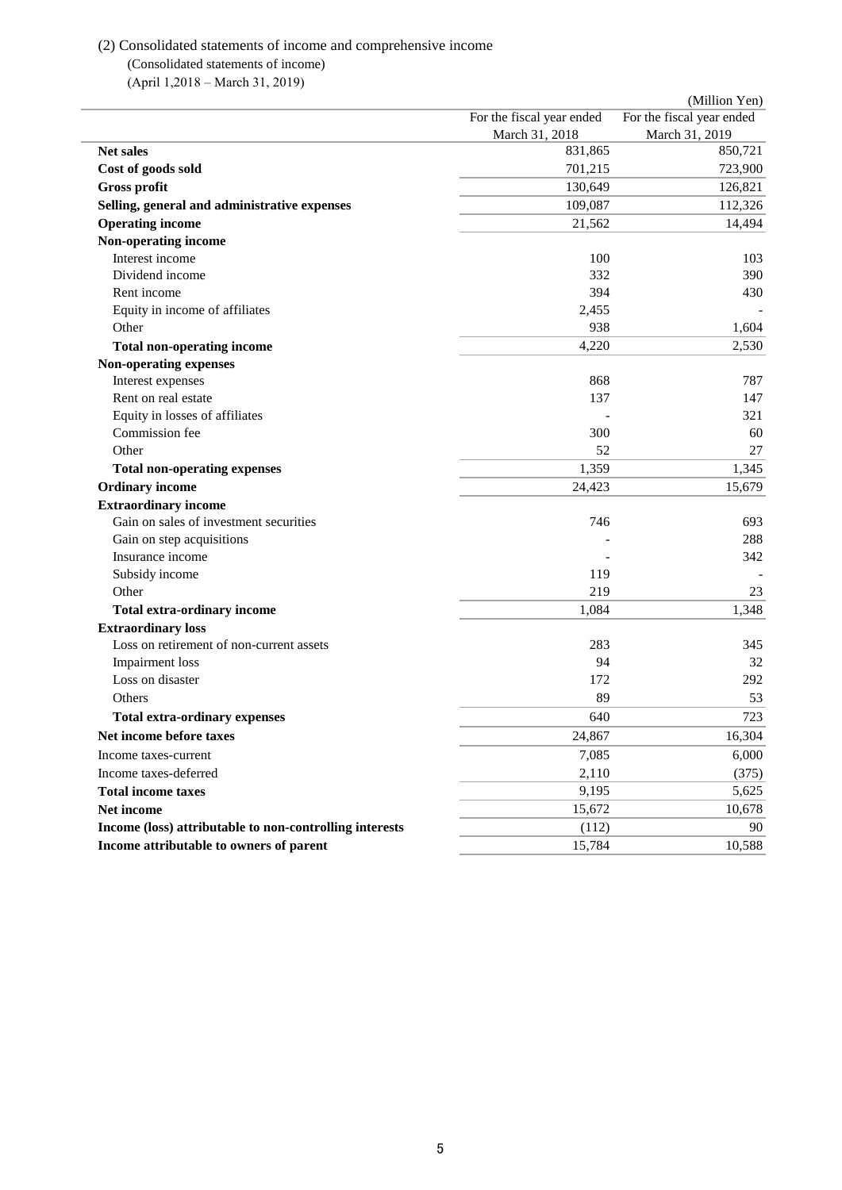(2) Consolidated statements of income and comprehensive income

(Consolidated statements of income)

(April 1,2018 – March 31, 2019)

(Million Yen)

| | For the fiscal year ended March 31, 2018 | For the fiscal year ended March 31, 2019 |
|---|---|---|
| **Net sales** | 831,865 | 850,721 |
| **Cost of goods sold** | 701,215 | 723,900 |
| **Gross profit** | 130,649 | 126,821 |
| **Selling, general and administrative expenses** | 109,087 | 112,326 |
| **Operating income** | 21,562 | 14,494 |
| **Non-operating income** | | |
| Interest income | 100 | 103 |
| Dividend income | 332 | 390 |
| Rent income | 394 | 430 |
| Equity in income of affiliates | 2,455 | - |
| Other | 938 | 1,604 |
| **Total non-operating income** | 4,220 | 2,530 |
| **Non-operating expenses** | | |
| Interest expenses | 868 | 787 |
| Rent on real estate | 137 | 147 |
| Equity in losses of affiliates | - | 321 |
| Commission fee | 300 | 60 |
| Other | 52 | 27 |
| **Total non-operating expenses** | 1,359 | 1,345 |
| **Ordinary income** | 24,423 | 15,679 |
| **Extraordinary income** | | |
| Gain on sales of investment securities | 746 | 693 |
| Gain on step acquisitions | - | 288 |
| Insurance income | - | 342 |
| Subsidy income | 119 | - |
| Other | 219 | 23 |
| **Total extra-ordinary income** | 1,084 | 1,348 |
| **Extraordinary loss** | | |
| Loss on retirement of non-current assets | 283 | 345 |
| Impairment loss | 94 | 32 |
| Loss on disaster | 172 | 292 |
| Others | 89 | 53 |
| **Total extra-ordinary expenses** | 640 | 723 |
| **Net income before taxes** | 24,867 | 16,304 |
| Income taxes-current | 7,085 | 6,000 |
| Income taxes-deferred | 2,110 | (375) |
| **Total income taxes** | 9,195 | 5,625 |
| **Net income** | 15,672 | 10,678 |
| **Income (loss) attributable to non-controlling interests** | (112) | 90 |
| **Income attributable to owners of parent** | 15,784 | 10,588 |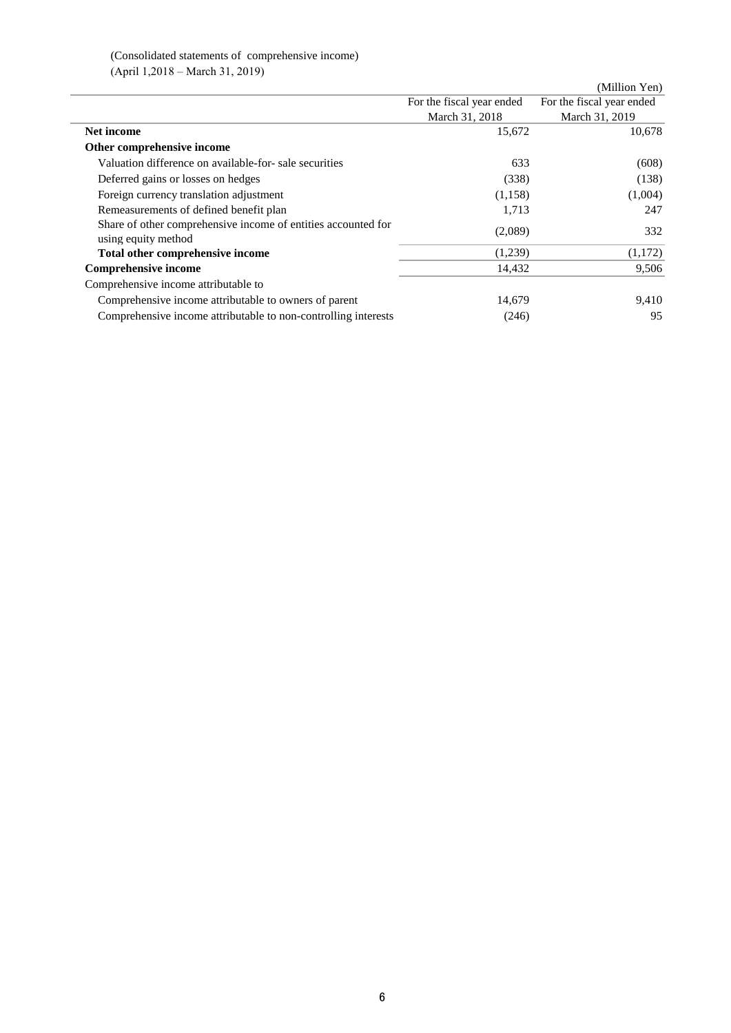(Consolidated statements of comprehensive income)
(April 1,2018 – March 31, 2019)

(Million Yen)

| | For the fiscal year ended March 31, 2018 | For the fiscal year ended March 31, 2019 |
|---|---|---|
| **Net income** | 15,672 | 10,678 |
| **Other comprehensive income** | | |
| Valuation difference on available-for- sale securities | 633 | (608) |
| Deferred gains or losses on hedges | (338) | (138) |
| Foreign currency translation adjustment | (1,158) | (1,004) |
| Remeasurements of defined benefit plan | 1,713 | 247 |
| Share of other comprehensive income of entities accounted for using equity method | (2,089) | 332 |
| **Total other comprehensive income** | (1,239) | (1,172) |
| **Comprehensive income** | 14,432 | 9,506 |
| Comprehensive income attributable to | | |
| Comprehensive income attributable to owners of parent | 14,679 | 9,410 |
| Comprehensive income attributable to non-controlling interests | (246) | 95 |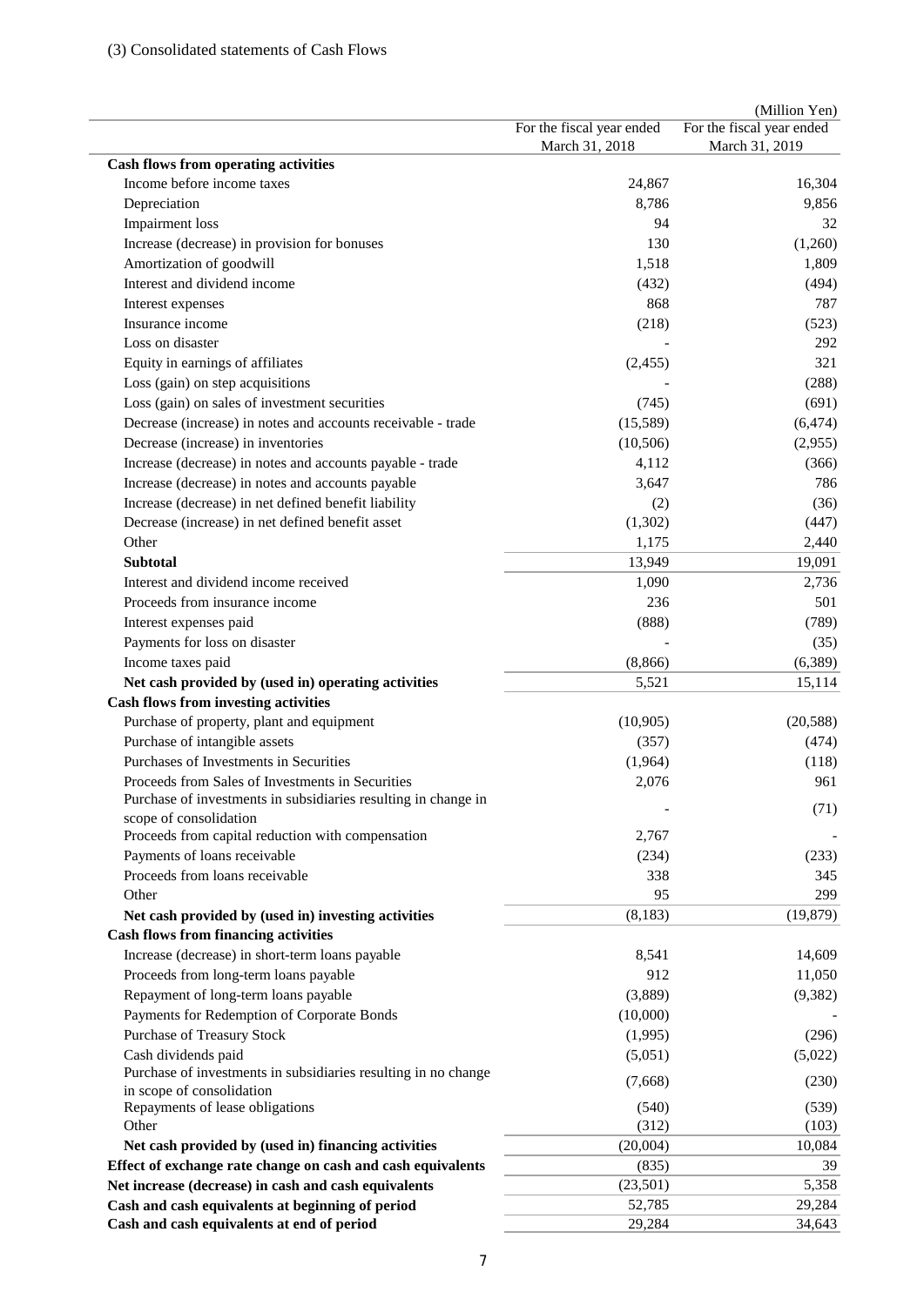(3) Consolidated statements of Cash Flows

(Million Yen)

| | For the fiscal year ended March 31, 2018 | For the fiscal year ended March 31, 2019 |
|---|---|---|
| **Cash flows from operating activities** | | |
| Income before income taxes | 24,867 | 16,304 |
| Depreciation | 8,786 | 9,856 |
| Impairment loss | 94 | 32 |
| Increase (decrease) in provision for bonuses | 130 | (1,260) |
| Amortization of goodwill | 1,518 | 1,809 |
| Interest and dividend income | (432) | (494) |
| Interest expenses | 868 | 787 |
| Insurance income | (218) | (523) |
| Loss on disaster | - | 292 |
| Equity in earnings of affiliates | (2,455) | 321 |
| Loss (gain) on step acquisitions | - | (288) |
| Loss (gain) on sales of investment securities | (745) | (691) |
| Decrease (increase) in notes and accounts receivable - trade | (15,589) | (6,474) |
| Decrease (increase) in inventories | (10,506) | (2,955) |
| Increase (decrease) in notes and accounts payable - trade | 4,112 | (366) |
| Increase (decrease) in notes and accounts payable | 3,647 | 786 |
| Increase (decrease) in net defined benefit liability | (2) | (36) |
| Decrease (increase) in net defined benefit asset | (1,302) | (447) |
| Other | 1,175 | 2,440 |
| **Subtotal** | 13,949 | 19,091 |
| Interest and dividend income received | 1,090 | 2,736 |
| Proceeds from insurance income | 236 | 501 |
| Interest expenses paid | (888) | (789) |
| Payments for loss on disaster | - | (35) |
| Income taxes paid | (8,866) | (6,389) |
| **Net cash provided by (used in) operating activities** | 5,521 | 15,114 |
| **Cash flows from investing activities** | | |
| Purchase of property, plant and equipment | (10,905) | (20,588) |
| Purchase of intangible assets | (357) | (474) |
| Purchases of Investments in Securities | (1,964) | (118) |
| Proceeds from Sales of Investments in Securities | 2,076 | 961 |
| Purchase of investments in subsidiaries resulting in change in scope of consolidation | - | (71) |
| Proceeds from capital reduction with compensation | 2,767 | - |
| Payments of loans receivable | (234) | (233) |
| Proceeds from loans receivable | 338 | 345 |
| Other | 95 | 299 |
| **Net cash provided by (used in) investing activities** | (8,183) | (19,879) |
| **Cash flows from financing activities** | | |
| Increase (decrease) in short-term loans payable | 8,541 | 14,609 |
| Proceeds from long-term loans payable | 912 | 11,050 |
| Repayment of long-term loans payable | (3,889) | (9,382) |
| Payments for Redemption of Corporate Bonds | (10,000) | - |
| Purchase of Treasury Stock | (1,995) | (296) |
| Cash dividends paid | (5,051) | (5,022) |
| Purchase of investments in subsidiaries resulting in no change in scope of consolidation | (7,668) | (230) |
| Repayments of lease obligations | (540) | (539) |
| Other | (312) | (103) |
| **Net cash provided by (used in) financing activities** | (20,004) | 10,084 |
| **Effect of exchange rate change on cash and cash equivalents** | (835) | 39 |
| **Net increase (decrease) in cash and cash equivalents** | (23,501) | 5,358 |
| **Cash and cash equivalents at beginning of period** | 52,785 | 29,284 |
| **Cash and cash equivalents at end of period** | 29,284 | 34,643 |